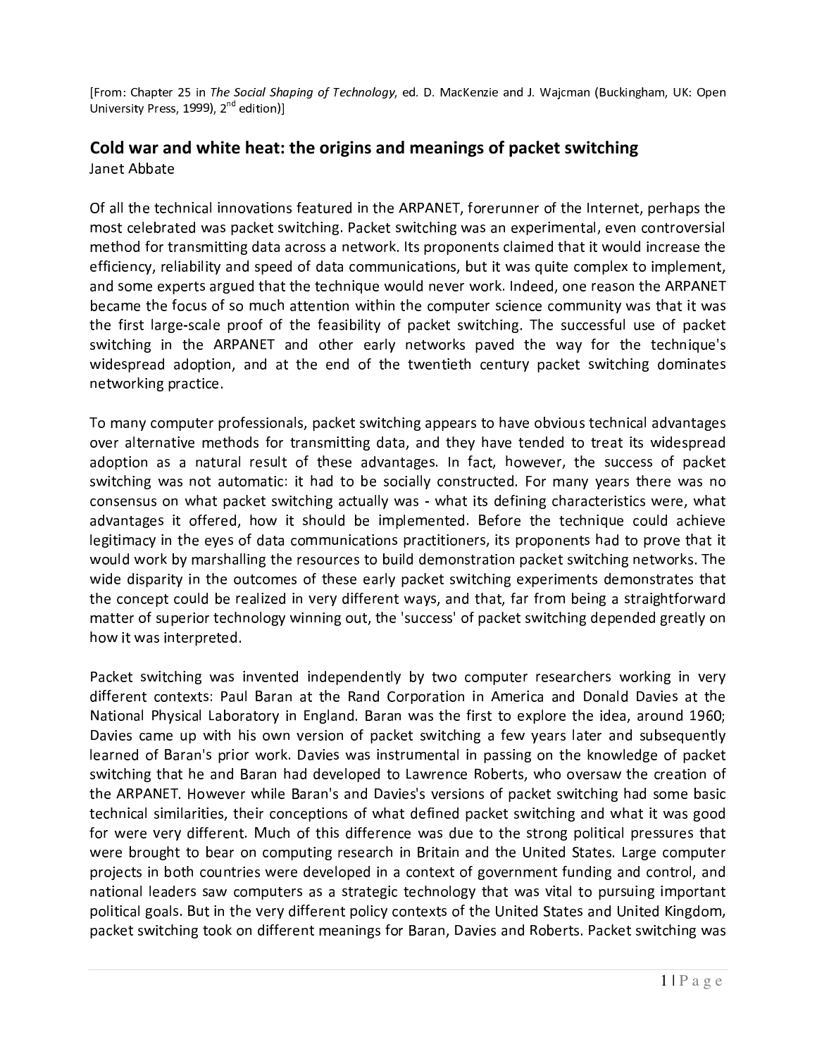[From: Chapter 25 in *The Social Shaping of Technology*, ed. D. MacKenzie and J. Wajcman (Buckingham, UK: Open University Press, 1999), 2nd edition)]

## Cold war and white heat: the origins and meanings of packet switching

Janet Abbate

Of all the technical innovations featured in the ARPANET, forerunner of the Internet, perhaps the most celebrated was packet switching. Packet switching was an experimental, even controversial method for transmitting data across a network. Its proponents claimed that it would increase the efficiency, reliability and speed of data communications, but it was quite complex to implement, and some experts argued that the technique would never work. Indeed, one reason the ARPANET became the focus of so much attention within the computer science community was that it was the first large-scale proof of the feasibility of packet switching. The successful use of packet switching in the ARPANET and other early networks paved the way for the technique's widespread adoption, and at the end of the twentieth century packet switching dominates networking practice.

To many computer professionals, packet switching appears to have obvious technical advantages over alternative methods for transmitting data, and they have tended to treat its widespread adoption as a natural result of these advantages. In fact, however, the success of packet switching was not automatic: it had to be socially constructed. For many years there was no consensus on what packet switching actually was - what its defining characteristics were, what advantages it offered, how it should be implemented. Before the technique could achieve legitimacy in the eyes of data communications practitioners, its proponents had to prove that it would work by marshalling the resources to build demonstration packet switching networks. The wide disparity in the outcomes of these early packet switching experiments demonstrates that the concept could be realized in very different ways, and that, far from being a straightforward matter of superior technology winning out, the 'success' of packet switching depended greatly on how it was interpreted.

Packet switching was invented independently by two computer researchers working in very different contexts: Paul Baran at the Rand Corporation in America and Donald Davies at the National Physical Laboratory in England. Baran was the first to explore the idea, around 1960; Davies came up with his own version of packet switching a few years later and subsequently learned of Baran's prior work. Davies was instrumental in passing on the knowledge of packet switching that he and Baran had developed to Lawrence Roberts, who oversaw the creation of the ARPANET. However while Baran's and Davies's versions of packet switching had some basic technical similarities, their conceptions of what defined packet switching and what it was good for were very different. Much of this difference was due to the strong political pressures that were brought to bear on computing research in Britain and the United States. Large computer projects in both countries were developed in a context of government funding and control, and national leaders saw computers as a strategic technology that was vital to pursuing important political goals. But in the very different policy contexts of the United States and United Kingdom, packet switching took on different meanings for Baran, Davies and Roberts. Packet switching was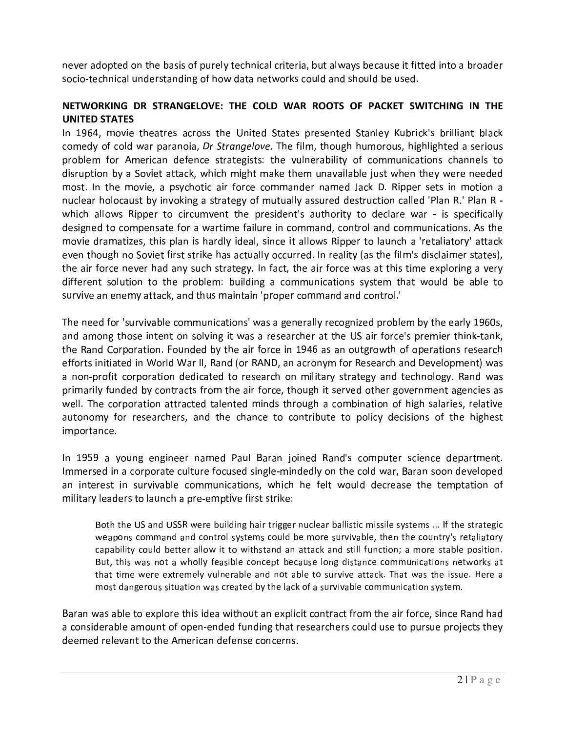never adopted on the basis of purely technical criteria, but always because it fitted into a broader socio-technical understanding of how data networks could and should be used.

## NETWORKING DR STRANGELOVE: THE COLD WAR ROOTS OF PACKET SWITCHING IN THE UNITED STATES

In 1964, movie theatres across the United States presented Stanley Kubrick's brilliant black comedy of cold war paranoia, *Dr Strangelove*. The film, though humorous, highlighted a serious problem for American defence strategists: the vulnerability of communications channels to disruption by a Soviet attack, which might make them unavailable just when they were needed most. In the movie, a psychotic air force commander named Jack D. Ripper sets in motion a nuclear holocaust by invoking a strategy of mutually assured destruction called 'Plan R.' Plan R - which allows Ripper to circumvent the president's authority to declare war - is specifically designed to compensate for a wartime failure in command, control and communications. As the movie dramatizes, this plan is hardly ideal, since it allows Ripper to launch a 'retaliatory' attack even though no Soviet first strike has actually occurred. In reality (as the film's disclaimer states), the air force never had any such strategy. In fact, the air force was at this time exploring a very different solution to the problem: building a communications system that would be able to survive an enemy attack, and thus maintain 'proper command and control.'

The need for 'survivable communications' was a generally recognized problem by the early 1960s, and among those intent on solving it was a researcher at the US air force's premier think-tank, the Rand Corporation. Founded by the air force in 1946 as an outgrowth of operations research efforts initiated in World War II, Rand (or RAND, an acronym for Research and Development) was a non-profit corporation dedicated to research on military strategy and technology. Rand was primarily funded by contracts from the air force, though it served other government agencies as well. The corporation attracted talented minds through a combination of high salaries, relative autonomy for researchers, and the chance to contribute to policy decisions of the highest importance.

In 1959 a young engineer named Paul Baran joined Rand's computer science department. Immersed in a corporate culture focused single-mindedly on the cold war, Baran soon developed an interest in survivable communications, which he felt would decrease the temptation of military leaders to launch a pre-emptive first strike:

> Both the US and USSR were building hair trigger nuclear ballistic missile systems ... If the strategic weapons command and control systems could be more survivable, then the country's retaliatory capability could better allow it to withstand an attack and still function; a more stable position. But, this was not a wholly feasible concept because long distance communications networks at that time were extremely vulnerable and not able to survive attack. That was the issue. Here a most dangerous situation was created by the lack of a survivable communication system.

Baran was able to explore this idea without an explicit contract from the air force, since Rand had a considerable amount of open-ended funding that researchers could use to pursue projects they deemed relevant to the American defense concerns.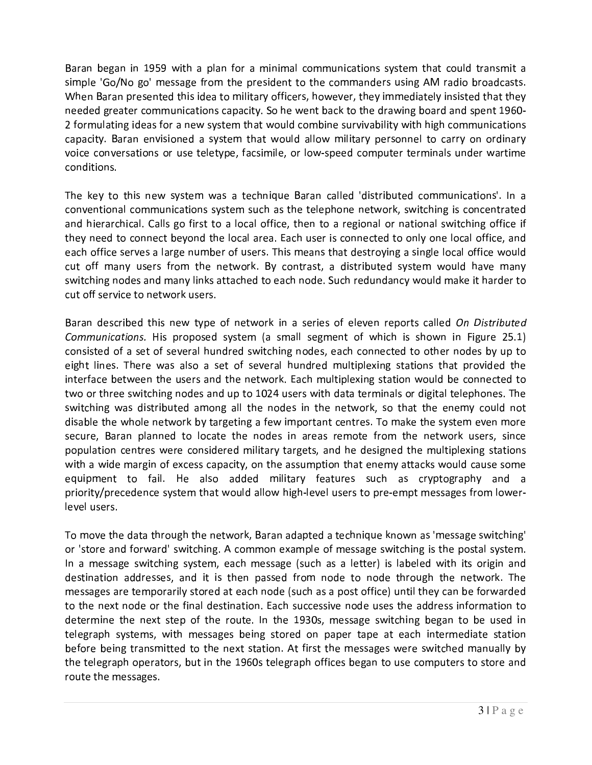Baran began in 1959 with a plan for a minimal communications system that could transmit a simple 'Go/No go' message from the president to the commanders using AM radio broadcasts. When Baran presented this idea to military officers, however, they immediately insisted that they needed greater communications capacity. So he went back to the drawing board and spent 1960-2 formulating ideas for a new system that would combine survivability with high communications capacity. Baran envisioned a system that would allow military personnel to carry on ordinary voice conversations or use teletype, facsimile, or low-speed computer terminals under wartime conditions.

The key to this new system was a technique Baran called 'distributed communications'. In a conventional communications system such as the telephone network, switching is concentrated and hierarchical. Calls go first to a local office, then to a regional or national switching office if they need to connect beyond the local area. Each user is connected to only one local office, and each office serves a large number of users. This means that destroying a single local office would cut off many users from the network. By contrast, a distributed system would have many switching nodes and many links attached to each node. Such redundancy would make it harder to cut off service to network users.

Baran described this new type of network in a series of eleven reports called *On Distributed Communications.* His proposed system (a small segment of which is shown in Figure 25.1) consisted of a set of several hundred switching nodes, each connected to other nodes by up to eight lines. There was also a set of several hundred multiplexing stations that provided the interface between the users and the network. Each multiplexing station would be connected to two or three switching nodes and up to 1024 users with data terminals or digital telephones. The switching was distributed among all the nodes in the network, so that the enemy could not disable the whole network by targeting a few important centres. To make the system even more secure, Baran planned to locate the nodes in areas remote from the network users, since population centres were considered military targets, and he designed the multiplexing stations with a wide margin of excess capacity, on the assumption that enemy attacks would cause some equipment to fail. He also added military features such as cryptography and a priority/precedence system that would allow high-level users to pre-empt messages from lower-level users.

To move the data through the network, Baran adapted a technique known as 'message switching' or 'store and forward' switching. A common example of message switching is the postal system. In a message switching system, each message (such as a letter) is labeled with its origin and destination addresses, and it is then passed from node to node through the network. The messages are temporarily stored at each node (such as a post office) until they can be forwarded to the next node or the final destination. Each successive node uses the address information to determine the next step of the route. In the 1930s, message switching began to be used in telegraph systems, with messages being stored on paper tape at each intermediate station before being transmitted to the next station. At first the messages were switched manually by the telegraph operators, but in the 1960s telegraph offices began to use computers to store and route the messages.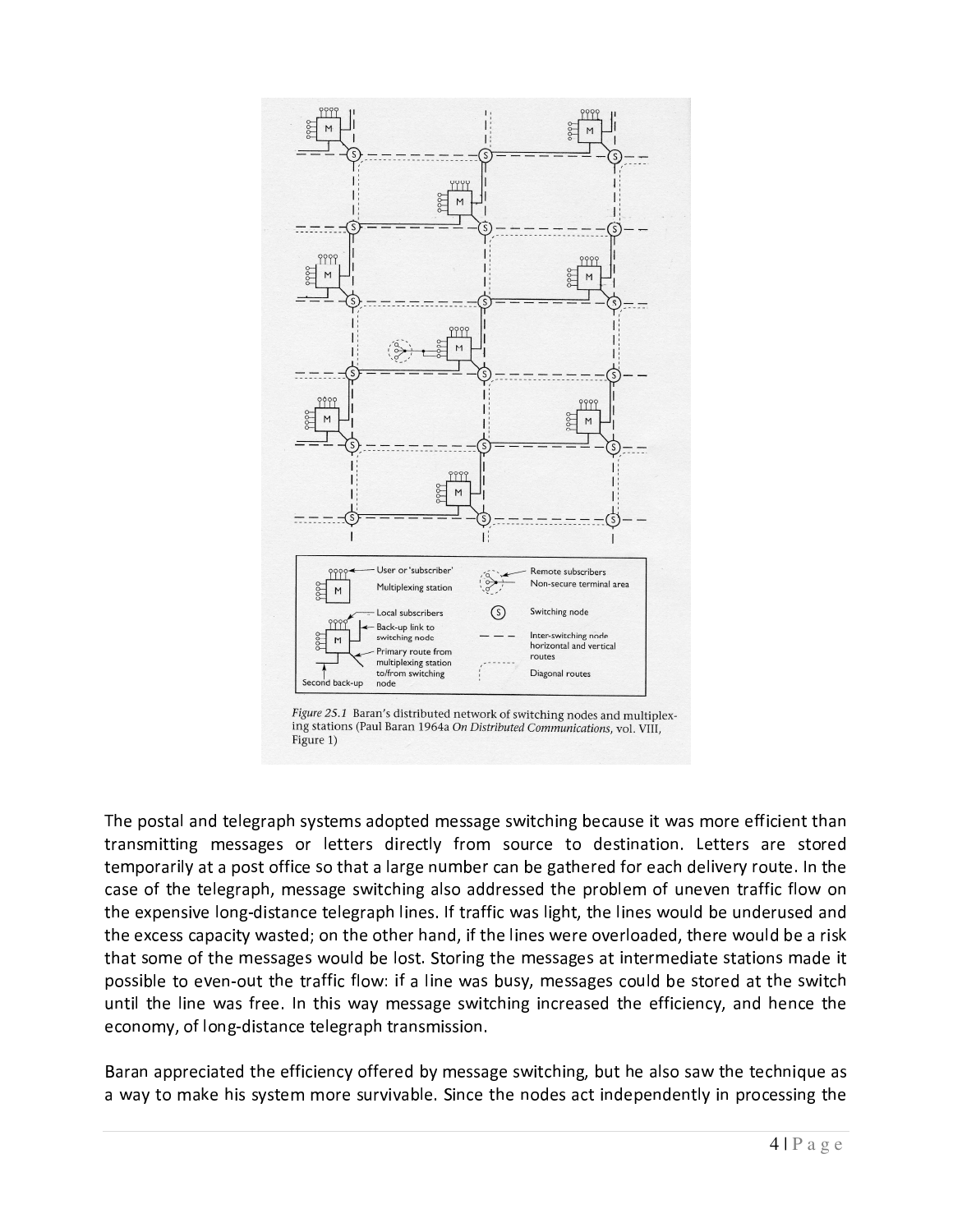*Figure 25.1* Baran's distributed network of switching nodes and multiplexing stations (Paul Baran 1964a *On Distributed Communications*, vol. VIII, Figure 1)

The postal and telegraph systems adopted message switching because it was more efficient than transmitting messages or letters directly from source to destination. Letters are stored temporarily at a post office so that a large number can be gathered for each delivery route. In the case of the telegraph, message switching also addressed the problem of uneven traffic flow on the expensive long-distance telegraph lines. If traffic was light, the lines would be underused and the excess capacity wasted; on the other hand, if the lines were overloaded, there would be a risk that some of the messages would be lost. Storing the messages at intermediate stations made it possible to even-out the traffic flow: if a line was busy, messages could be stored at the switch until the line was free. In this way message switching increased the efficiency, and hence the economy, of long-distance telegraph transmission.

Baran appreciated the efficiency offered by message switching, but he also saw the technique as a way to make his system more survivable. Since the nodes act independently in processing the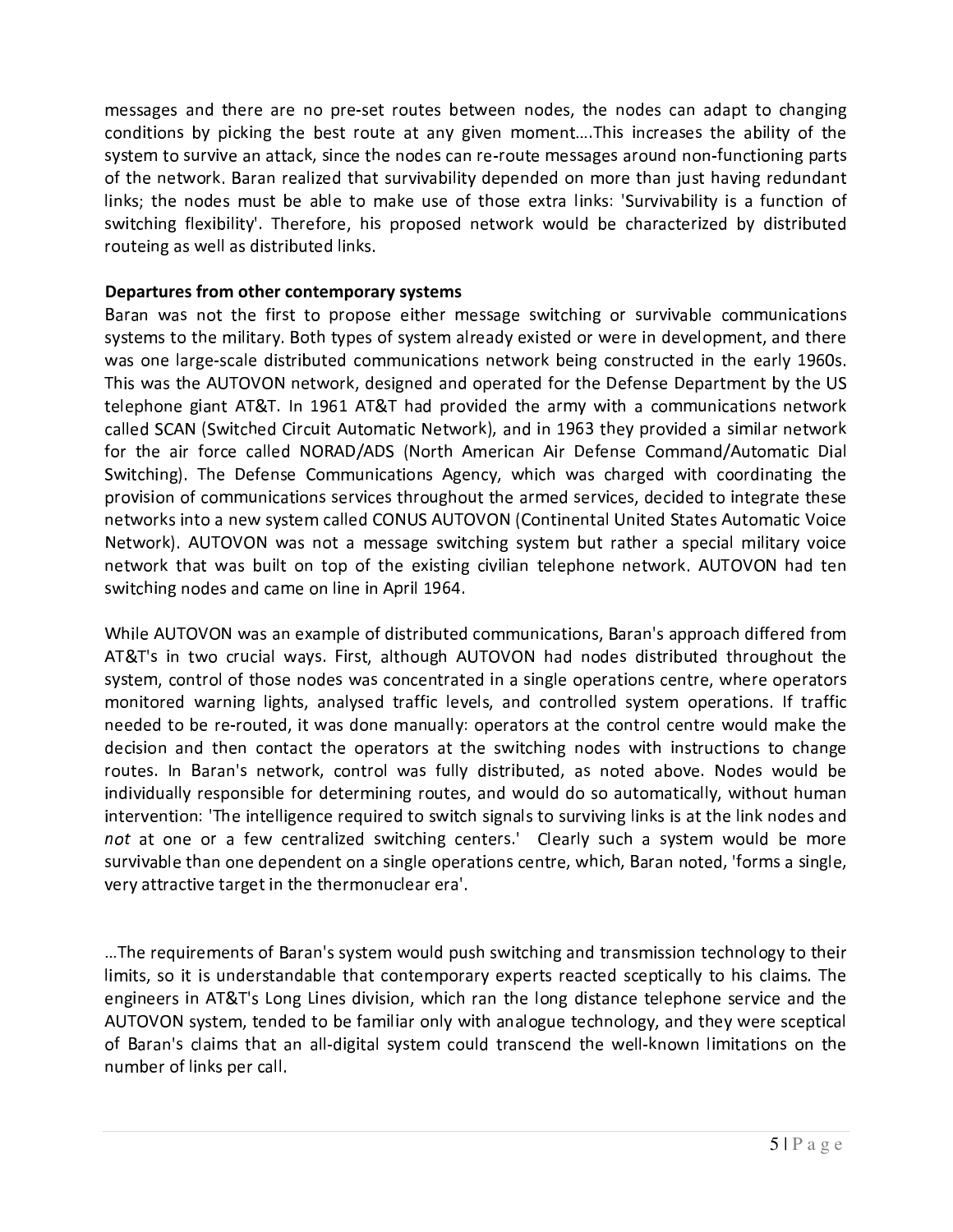messages and there are no pre-set routes between nodes, the nodes can adapt to changing conditions by picking the best route at any given moment....This increases the ability of the system to survive an attack, since the nodes can re-route messages around non-functioning parts of the network. Baran realized that survivability depended on more than just having redundant links; the nodes must be able to make use of those extra links: 'Survivability is a function of switching flexibility'. Therefore, his proposed network would be characterized by distributed routeing as well as distributed links.

**Departures from other contemporary systems**

Baran was not the first to propose either message switching or survivable communications systems to the military. Both types of system already existed or were in development, and there was one large-scale distributed communications network being constructed in the early 1960s. This was the AUTOVON network, designed and operated for the Defense Department by the US telephone giant AT&T. In 1961 AT&T had provided the army with a communications network called SCAN (Switched Circuit Automatic Network), and in 1963 they provided a similar network for the air force called NORAD/ADS (North American Air Defense Command/Automatic Dial Switching). The Defense Communications Agency, which was charged with coordinating the provision of communications services throughout the armed services, decided to integrate these networks into a new system called CONUS AUTOVON (Continental United States Automatic Voice Network). AUTOVON was not a message switching system but rather a special military voice network that was built on top of the existing civilian telephone network. AUTOVON had ten switching nodes and came on line in April 1964.

While AUTOVON was an example of distributed communications, Baran's approach differed from AT&T's in two crucial ways. First, although AUTOVON had nodes distributed throughout the system, control of those nodes was concentrated in a single operations centre, where operators monitored warning lights, analysed traffic levels, and controlled system operations. If traffic needed to be re-routed, it was done manually: operators at the control centre would make the decision and then contact the operators at the switching nodes with instructions to change routes. In Baran's network, control was fully distributed, as noted above. Nodes would be individually responsible for determining routes, and would do so automatically, without human intervention: 'The intelligence required to switch signals to surviving links is at the link nodes and *not* at one or a few centralized switching centers.' Clearly such a system would be more survivable than one dependent on a single operations centre, which, Baran noted, 'forms a single, very attractive target in the thermonuclear era'.

...The requirements of Baran's system would push switching and transmission technology to their limits, so it is understandable that contemporary experts reacted sceptically to his claims. The engineers in AT&T's Long Lines division, which ran the long distance telephone service and the AUTOVON system, tended to be familiar only with analogue technology, and they were sceptical of Baran's claims that an all-digital system could transcend the well-known limitations on the number of links per call.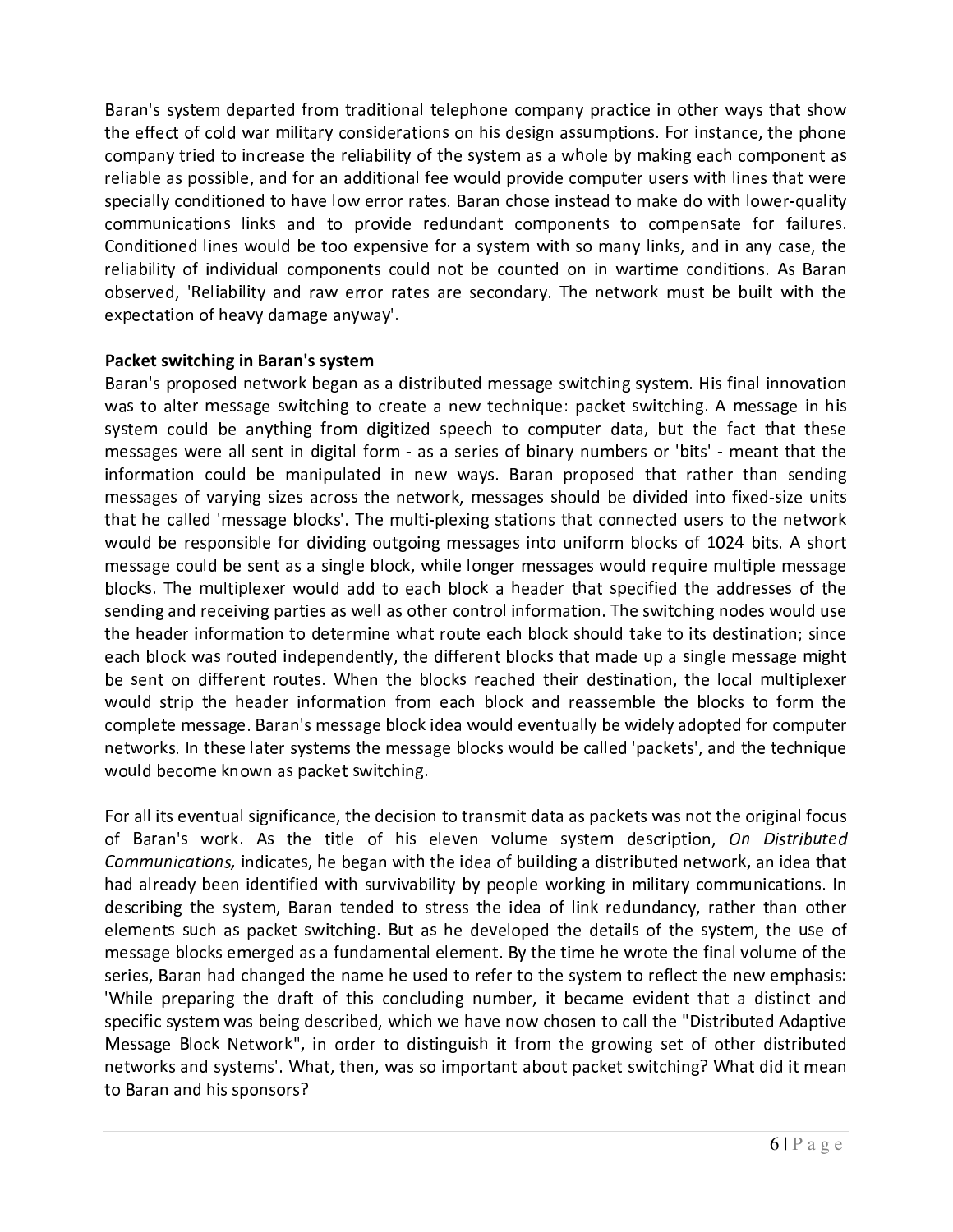Baran's system departed from traditional telephone company practice in other ways that show the effect of cold war military considerations on his design assumptions. For instance, the phone company tried to increase the reliability of the system as a whole by making each component as reliable as possible, and for an additional fee would provide computer users with lines that were specially conditioned to have low error rates. Baran chose instead to make do with lower-quality communications links and to provide redundant components to compensate for failures. Conditioned lines would be too expensive for a system with so many links, and in any case, the reliability of individual components could not be counted on in wartime conditions. As Baran observed, 'Reliability and raw error rates are secondary. The network must be built with the expectation of heavy damage anyway'.

**Packet switching in Baran's system**

Baran's proposed network began as a distributed message switching system. His final innovation was to alter message switching to create a new technique: packet switching. A message in his system could be anything from digitized speech to computer data, but the fact that these messages were all sent in digital form - as a series of binary numbers or 'bits' - meant that the information could be manipulated in new ways. Baran proposed that rather than sending messages of varying sizes across the network, messages should be divided into fixed-size units that he called 'message blocks'. The multi-plexing stations that connected users to the network would be responsible for dividing outgoing messages into uniform blocks of 1024 bits. A short message could be sent as a single block, while longer messages would require multiple message blocks. The multiplexer would add to each block a header that specified the addresses of the sending and receiving parties as well as other control information. The switching nodes would use the header information to determine what route each block should take to its destination; since each block was routed independently, the different blocks that made up a single message might be sent on different routes. When the blocks reached their destination, the local multiplexer would strip the header information from each block and reassemble the blocks to form the complete message. Baran's message block idea would eventually be widely adopted for computer networks. In these later systems the message blocks would be called 'packets', and the technique would become known as packet switching.

For all its eventual significance, the decision to transmit data as packets was not the original focus of Baran's work. As the title of his eleven volume system description, *On Distributed Communications,* indicates, he began with the idea of building a distributed network, an idea that had already been identified with survivability by people working in military communications. In describing the system, Baran tended to stress the idea of link redundancy, rather than other elements such as packet switching. But as he developed the details of the system, the use of message blocks emerged as a fundamental element. By the time he wrote the final volume of the series, Baran had changed the name he used to refer to the system to reflect the new emphasis: 'While preparing the draft of this concluding number, it became evident that a distinct and specific system was being described, which we have now chosen to call the "Distributed Adaptive Message Block Network", in order to distinguish it from the growing set of other distributed networks and systems'. What, then, was so important about packet switching? What did it mean to Baran and his sponsors?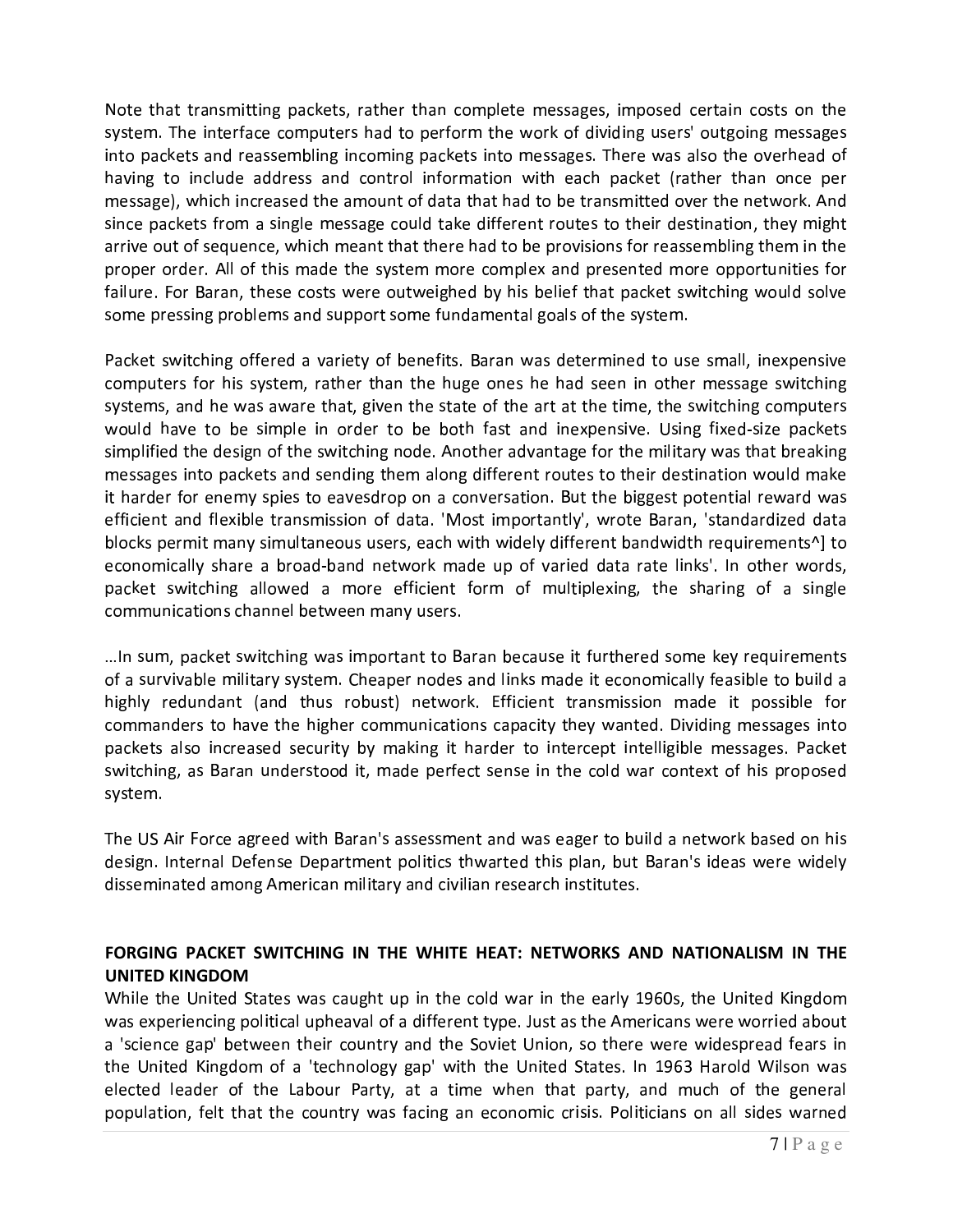Note that transmitting packets, rather than complete messages, imposed certain costs on the system. The interface computers had to perform the work of dividing users' outgoing messages into packets and reassembling incoming packets into messages. There was also the overhead of having to include address and control information with each packet (rather than once per message), which increased the amount of data that had to be transmitted over the network. And since packets from a single message could take different routes to their destination, they might arrive out of sequence, which meant that there had to be provisions for reassembling them in the proper order. All of this made the system more complex and presented more opportunities for failure. For Baran, these costs were outweighed by his belief that packet switching would solve some pressing problems and support some fundamental goals of the system.

Packet switching offered a variety of benefits. Baran was determined to use small, inexpensive computers for his system, rather than the huge ones he had seen in other message switching systems, and he was aware that, given the state of the art at the time, the switching computers would have to be simple in order to be both fast and inexpensive. Using fixed-size packets simplified the design of the switching node. Another advantage for the military was that breaking messages into packets and sending them along different routes to their destination would make it harder for enemy spies to eavesdrop on a conversation. But the biggest potential reward was efficient and flexible transmission of data. 'Most importantly', wrote Baran, 'standardized data blocks permit many simultaneous users, each with widely different bandwidth requirements^] to economically share a broad-band network made up of varied data rate links'. In other words, packet switching allowed a more efficient form of multiplexing, the sharing of a single communications channel between many users.

...In sum, packet switching was important to Baran because it furthered some key requirements of a survivable military system. Cheaper nodes and links made it economically feasible to build a highly redundant (and thus robust) network. Efficient transmission made it possible for commanders to have the higher communications capacity they wanted. Dividing messages into packets also increased security by making it harder to intercept intelligible messages. Packet switching, as Baran understood it, made perfect sense in the cold war context of his proposed system.

The US Air Force agreed with Baran's assessment and was eager to build a network based on his design. Internal Defense Department politics thwarted this plan, but Baran's ideas were widely disseminated among American military and civilian research institutes.

## FORGING PACKET SWITCHING IN THE WHITE HEAT: NETWORKS AND NATIONALISM IN THE UNITED KINGDOM

While the United States was caught up in the cold war in the early 1960s, the United Kingdom was experiencing political upheaval of a different type. Just as the Americans were worried about a 'science gap' between their country and the Soviet Union, so there were widespread fears in the United Kingdom of a 'technology gap' with the United States. In 1963 Harold Wilson was elected leader of the Labour Party, at a time when that party, and much of the general population, felt that the country was facing an economic crisis. Politicians on all sides warned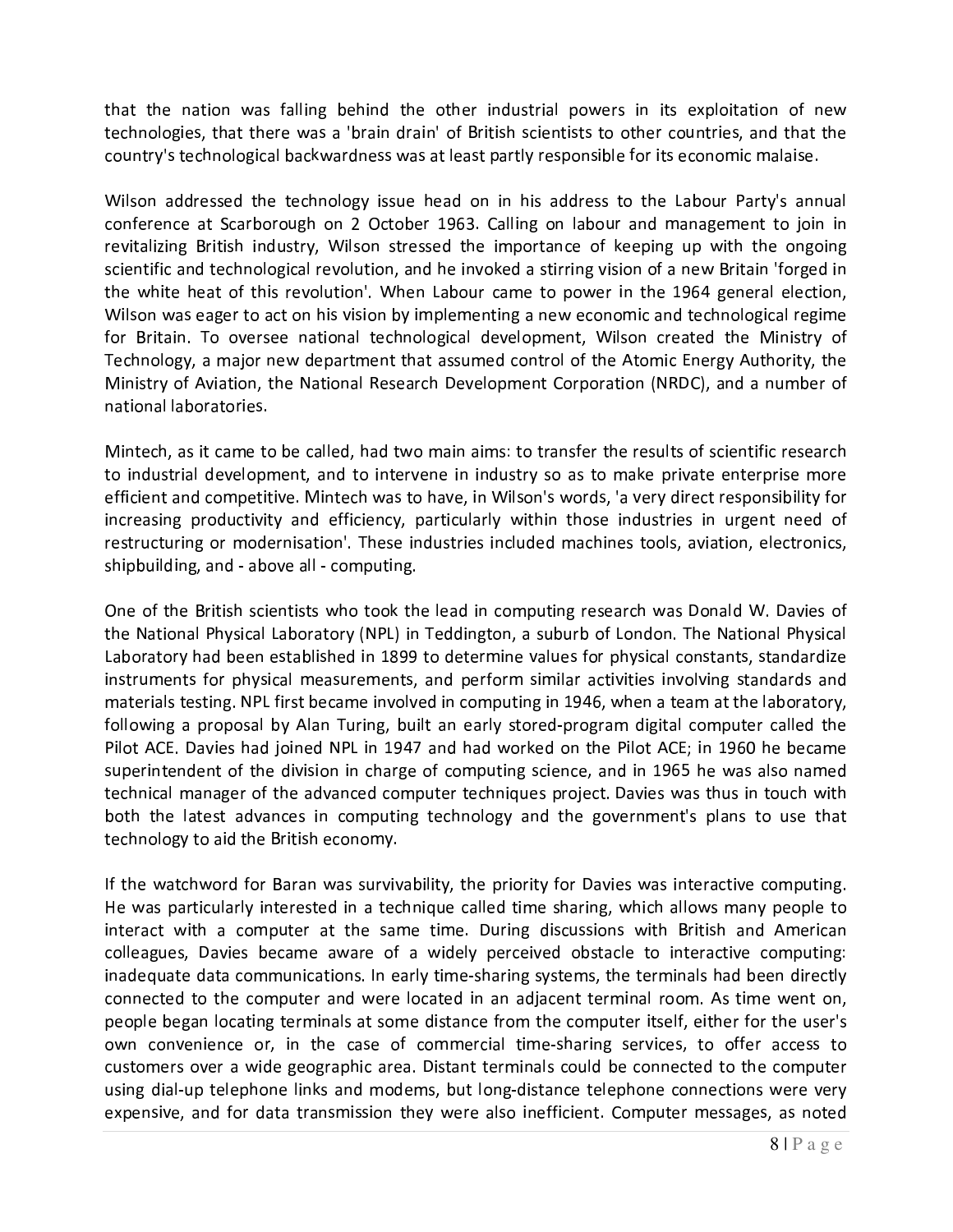that the nation was falling behind the other industrial powers in its exploitation of new technologies, that there was a 'brain drain' of British scientists to other countries, and that the country's technological backwardness was at least partly responsible for its economic malaise.

Wilson addressed the technology issue head on in his address to the Labour Party's annual conference at Scarborough on 2 October 1963. Calling on labour and management to join in revitalizing British industry, Wilson stressed the importance of keeping up with the ongoing scientific and technological revolution, and he invoked a stirring vision of a new Britain 'forged in the white heat of this revolution'. When Labour came to power in the 1964 general election, Wilson was eager to act on his vision by implementing a new economic and technological regime for Britain. To oversee national technological development, Wilson created the Ministry of Technology, a major new department that assumed control of the Atomic Energy Authority, the Ministry of Aviation, the National Research Development Corporation (NRDC), and a number of national laboratories.

Mintech, as it came to be called, had two main aims: to transfer the results of scientific research to industrial development, and to intervene in industry so as to make private enterprise more efficient and competitive. Mintech was to have, in Wilson's words, 'a very direct responsibility for increasing productivity and efficiency, particularly within those industries in urgent need of restructuring or modernisation'. These industries included machines tools, aviation, electronics, shipbuilding, and - above all - computing.

One of the British scientists who took the lead in computing research was Donald W. Davies of the National Physical Laboratory (NPL) in Teddington, a suburb of London. The National Physical Laboratory had been established in 1899 to determine values for physical constants, standardize instruments for physical measurements, and perform similar activities involving standards and materials testing. NPL first became involved in computing in 1946, when a team at the laboratory, following a proposal by Alan Turing, built an early stored-program digital computer called the Pilot ACE. Davies had joined NPL in 1947 and had worked on the Pilot ACE; in 1960 he became superintendent of the division in charge of computing science, and in 1965 he was also named technical manager of the advanced computer techniques project. Davies was thus in touch with both the latest advances in computing technology and the government's plans to use that technology to aid the British economy.

If the watchword for Baran was survivability, the priority for Davies was interactive computing. He was particularly interested in a technique called time sharing, which allows many people to interact with a computer at the same time. During discussions with British and American colleagues, Davies became aware of a widely perceived obstacle to interactive computing: inadequate data communications. In early time-sharing systems, the terminals had been directly connected to the computer and were located in an adjacent terminal room. As time went on, people began locating terminals at some distance from the computer itself, either for the user's own convenience or, in the case of commercial time-sharing services, to offer access to customers over a wide geographic area. Distant terminals could be connected to the computer using dial-up telephone links and modems, but long-distance telephone connections were very expensive, and for data transmission they were also inefficient. Computer messages, as noted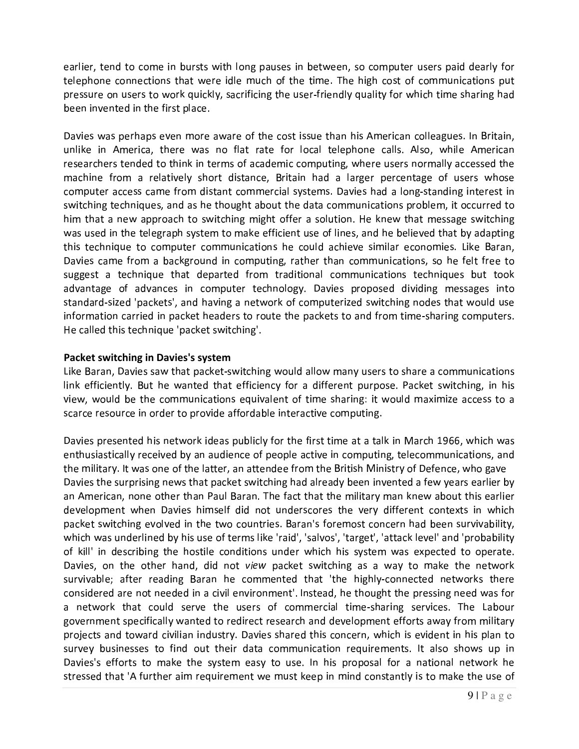earlier, tend to come in bursts with long pauses in between, so computer users paid dearly for telephone connections that were idle much of the time. The high cost of communications put pressure on users to work quickly, sacrificing the user-friendly quality for which time sharing had been invented in the first place.

Davies was perhaps even more aware of the cost issue than his American colleagues. In Britain, unlike in America, there was no flat rate for local telephone calls. Also, while American researchers tended to think in terms of academic computing, where users normally accessed the machine from a relatively short distance, Britain had a larger percentage of users whose computer access came from distant commercial systems. Davies had a long-standing interest in switching techniques, and as he thought about the data communications problem, it occurred to him that a new approach to switching might offer a solution. He knew that message switching was used in the telegraph system to make efficient use of lines, and he believed that by adapting this technique to computer communications he could achieve similar economies. Like Baran, Davies came from a background in computing, rather than communications, so he felt free to suggest a technique that departed from traditional communications techniques but took advantage of advances in computer technology. Davies proposed dividing messages into standard-sized 'packets', and having a network of computerized switching nodes that would use information carried in packet headers to route the packets to and from time-sharing computers. He called this technique 'packet switching'.

**Packet switching in Davies's system**

Like Baran, Davies saw that packet-switching would allow many users to share a communications link efficiently. But he wanted that efficiency for a different purpose. Packet switching, in his view, would be the communications equivalent of time sharing: it would maximize access to a scarce resource in order to provide affordable interactive computing.

Davies presented his network ideas publicly for the first time at a talk in March 1966, which was enthusiastically received by an audience of people active in computing, telecommunications, and the military. It was one of the latter, an attendee from the British Ministry of Defence, who gave Davies the surprising news that packet switching had already been invented a few years earlier by an American, none other than Paul Baran. The fact that the military man knew about this earlier development when Davies himself did not underscores the very different contexts in which packet switching evolved in the two countries. Baran's foremost concern had been survivability, which was underlined by his use of terms like 'raid', 'salvos', 'target', 'attack level' and 'probability of kill' in describing the hostile conditions under which his system was expected to operate. Davies, on the other hand, did not *view* packet switching as a way to make the network survivable; after reading Baran he commented that 'the highly-connected networks there considered are not needed in a civil environment'. Instead, he thought the pressing need was for a network that could serve the users of commercial time-sharing services. The Labour government specifically wanted to redirect research and development efforts away from military projects and toward civilian industry. Davies shared this concern, which is evident in his plan to survey businesses to find out their data communication requirements. It also shows up in Davies's efforts to make the system easy to use. In his proposal for a national network he stressed that 'A further aim requirement we must keep in mind constantly is to make the use of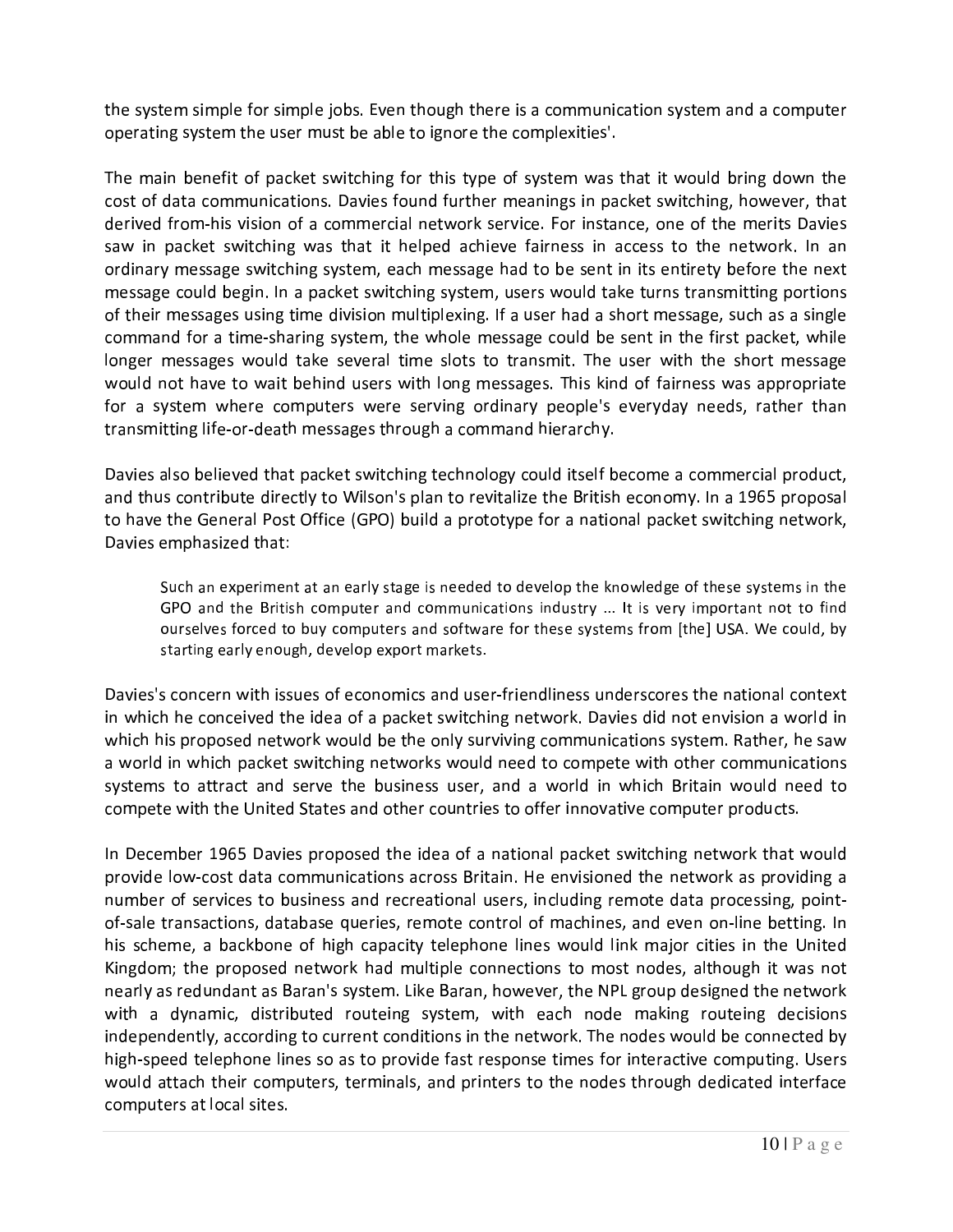the system simple for simple jobs. Even though there is a communication system and a computer operating system the user must be able to ignore the complexities'.

The main benefit of packet switching for this type of system was that it would bring down the cost of data communications. Davies found further meanings in packet switching, however, that derived from-his vision of a commercial network service. For instance, one of the merits Davies saw in packet switching was that it helped achieve fairness in access to the network. In an ordinary message switching system, each message had to be sent in its entirety before the next message could begin. In a packet switching system, users would take turns transmitting portions of their messages using time division multiplexing. If a user had a short message, such as a single command for a time-sharing system, the whole message could be sent in the first packet, while longer messages would take several time slots to transmit. The user with the short message would not have to wait behind users with long messages. This kind of fairness was appropriate for a system where computers were serving ordinary people's everyday needs, rather than transmitting life-or-death messages through a command hierarchy.

Davies also believed that packet switching technology could itself become a commercial product, and thus contribute directly to Wilson's plan to revitalize the British economy. In a 1965 proposal to have the General Post Office (GPO) build a prototype for a national packet switching network, Davies emphasized that:

> Such an experiment at an early stage is needed to develop the knowledge of these systems in the GPO and the British computer and communications industry ... It is very important not to find ourselves forced to buy computers and software for these systems from [the] USA. We could, by starting early enough, develop export markets.

Davies's concern with issues of economics and user-friendliness underscores the national context in which he conceived the idea of a packet switching network. Davies did not envision a world in which his proposed network would be the only surviving communications system. Rather, he saw a world in which packet switching networks would need to compete with other communications systems to attract and serve the business user, and a world in which Britain would need to compete with the United States and other countries to offer innovative computer products.

In December 1965 Davies proposed the idea of a national packet switching network that would provide low-cost data communications across Britain. He envisioned the network as providing a number of services to business and recreational users, including remote data processing, point-of-sale transactions, database queries, remote control of machines, and even on-line betting. In his scheme, a backbone of high capacity telephone lines would link major cities in the United Kingdom; the proposed network had multiple connections to most nodes, although it was not nearly as redundant as Baran's system. Like Baran, however, the NPL group designed the network with a dynamic, distributed routeing system, with each node making routeing decisions independently, according to current conditions in the network. The nodes would be connected by high-speed telephone lines so as to provide fast response times for interactive computing. Users would attach their computers, terminals, and printers to the nodes through dedicated interface computers at local sites.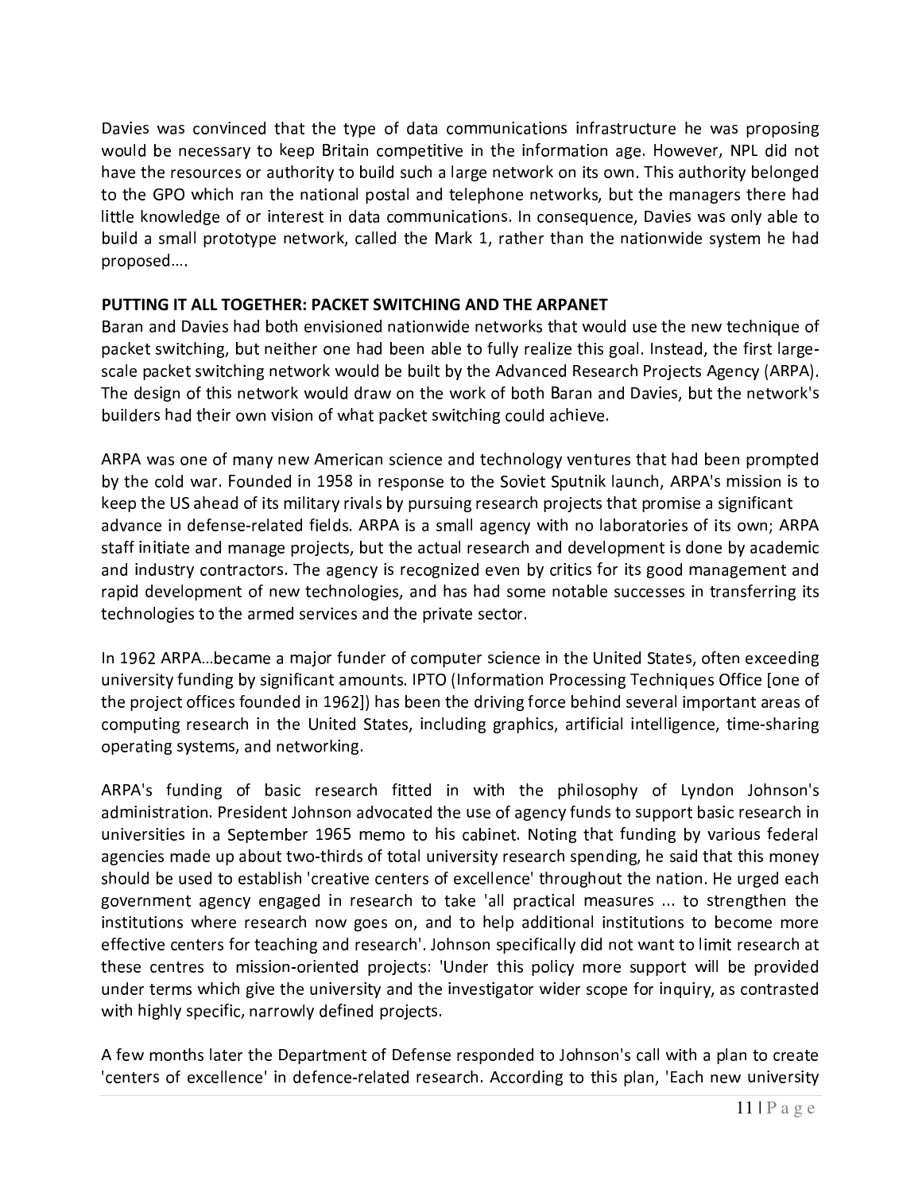Davies was convinced that the type of data communications infrastructure he was proposing would be necessary to keep Britain competitive in the information age. However, NPL did not have the resources or authority to build such a large network on its own. This authority belonged to the GPO which ran the national postal and telephone networks, but the managers there had little knowledge of or interest in data communications. In consequence, Davies was only able to build a small prototype network, called the Mark 1, rather than the nationwide system he had proposed….

**PUTTING IT ALL TOGETHER: PACKET SWITCHING AND THE ARPANET**

Baran and Davies had both envisioned nationwide networks that would use the new technique of packet switching, but neither one had been able to fully realize this goal. Instead, the first large-scale packet switching network would be built by the Advanced Research Projects Agency (ARPA). The design of this network would draw on the work of both Baran and Davies, but the network's builders had their own vision of what packet switching could achieve.

ARPA was one of many new American science and technology ventures that had been prompted by the cold war. Founded in 1958 in response to the Soviet Sputnik launch, ARPA's mission is to keep the US ahead of its military rivals by pursuing research projects that promise a significant advance in defense-related fields. ARPA is a small agency with no laboratories of its own; ARPA staff initiate and manage projects, but the actual research and development is done by academic and industry contractors. The agency is recognized even by critics for its good management and rapid development of new technologies, and has had some notable successes in transferring its technologies to the armed services and the private sector.

In 1962 ARPA…became a major funder of computer science in the United States, often exceeding university funding by significant amounts. IPTO (Information Processing Techniques Office [one of the project offices founded in 1962]) has been the driving force behind several important areas of computing research in the United States, including graphics, artificial intelligence, time-sharing operating systems, and networking.

ARPA's funding of basic research fitted in with the philosophy of Lyndon Johnson's administration. President Johnson advocated the use of agency funds to support basic research in universities in a September 1965 memo to his cabinet. Noting that funding by various federal agencies made up about two-thirds of total university research spending, he said that this money should be used to establish 'creative centers of excellence' throughout the nation. He urged each government agency engaged in research to take 'all practical measures ... to strengthen the institutions where research now goes on, and to help additional institutions to become more effective centers for teaching and research'. Johnson specifically did not want to limit research at these centres to mission-oriented projects: 'Under this policy more support will be provided under terms which give the university and the investigator wider scope for inquiry, as contrasted with highly specific, narrowly defined projects.

A few months later the Department of Defense responded to Johnson's call with a plan to create 'centers of excellence' in defence-related research. According to this plan, 'Each new university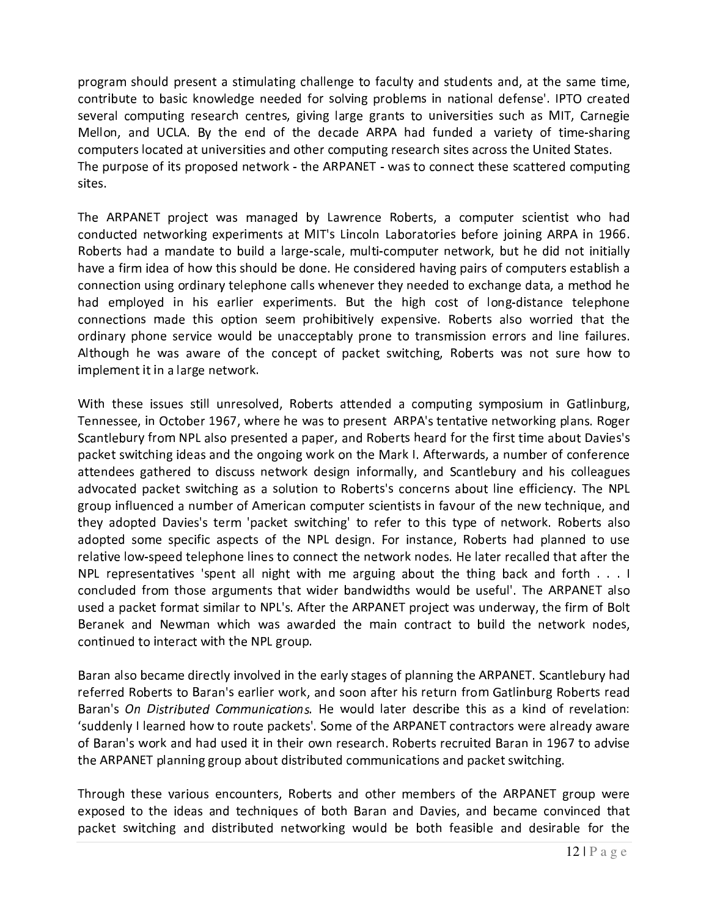program should present a stimulating challenge to faculty and students and, at the same time, contribute to basic knowledge needed for solving problems in national defense'. IPTO created several computing research centres, giving large grants to universities such as MIT, Carnegie Mellon, and UCLA. By the end of the decade ARPA had funded a variety of time-sharing computers located at universities and other computing research sites across the United States. The purpose of its proposed network - the ARPANET - was to connect these scattered computing sites.

The ARPANET project was managed by Lawrence Roberts, a computer scientist who had conducted networking experiments at MIT's Lincoln Laboratories before joining ARPA in 1966. Roberts had a mandate to build a large-scale, multi-computer network, but he did not initially have a firm idea of how this should be done. He considered having pairs of computers establish a connection using ordinary telephone calls whenever they needed to exchange data, a method he had employed in his earlier experiments. But the high cost of long-distance telephone connections made this option seem prohibitively expensive. Roberts also worried that the ordinary phone service would be unacceptably prone to transmission errors and line failures. Although he was aware of the concept of packet switching, Roberts was not sure how to implement it in a large network.

With these issues still unresolved, Roberts attended a computing symposium in Gatlinburg, Tennessee, in October 1967, where he was to present ARPA's tentative networking plans. Roger Scantlebury from NPL also presented a paper, and Roberts heard for the first time about Davies's packet switching ideas and the ongoing work on the Mark I. Afterwards, a number of conference attendees gathered to discuss network design informally, and Scantlebury and his colleagues advocated packet switching as a solution to Roberts's concerns about line efficiency. The NPL group influenced a number of American computer scientists in favour of the new technique, and they adopted Davies's term 'packet switching' to refer to this type of network. Roberts also adopted some specific aspects of the NPL design. For instance, Roberts had planned to use relative low-speed telephone lines to connect the network nodes. He later recalled that after the NPL representatives 'spent all night with me arguing about the thing back and forth . . . I concluded from those arguments that wider bandwidths would be useful'. The ARPANET also used a packet format similar to NPL's. After the ARPANET project was underway, the firm of Bolt Beranek and Newman which was awarded the main contract to build the network nodes, continued to interact with the NPL group.

Baran also became directly involved in the early stages of planning the ARPANET. Scantlebury had referred Roberts to Baran's earlier work, and soon after his return from Gatlinburg Roberts read Baran's *On Distributed Communications.* He would later describe this as a kind of revelation: 'suddenly I learned how to route packets'. Some of the ARPANET contractors were already aware of Baran's work and had used it in their own research. Roberts recruited Baran in 1967 to advise the ARPANET planning group about distributed communications and packet switching.

Through these various encounters, Roberts and other members of the ARPANET group were exposed to the ideas and techniques of both Baran and Davies, and became convinced that packet switching and distributed networking would be both feasible and desirable for the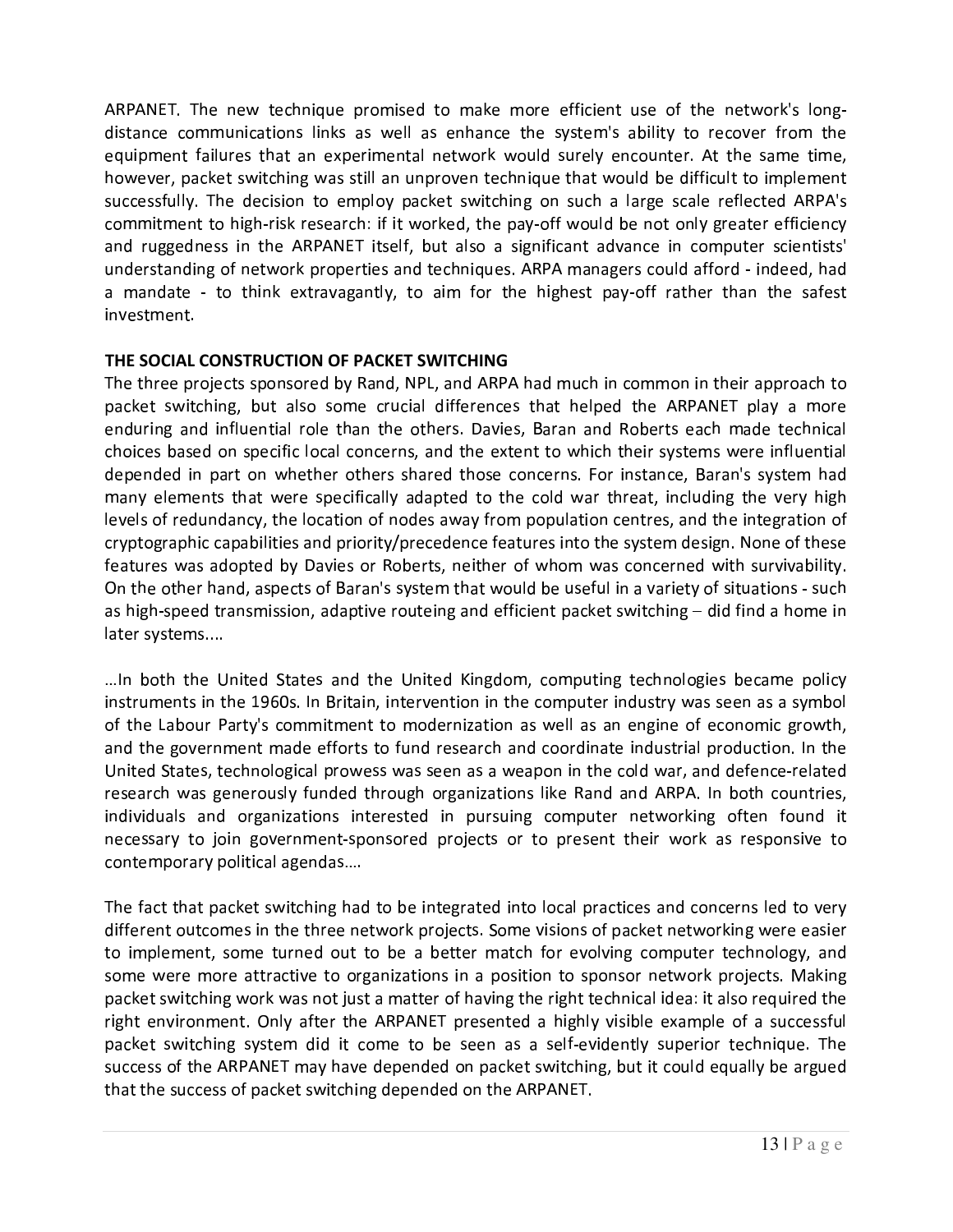ARPANET. The new technique promised to make more efficient use of the network's long-distance communications links as well as enhance the system's ability to recover from the equipment failures that an experimental network would surely encounter. At the same time, however, packet switching was still an unproven technique that would be difficult to implement successfully. The decision to employ packet switching on such a large scale reflected ARPA's commitment to high-risk research: if it worked, the pay-off would be not only greater efficiency and ruggedness in the ARPANET itself, but also a significant advance in computer scientists' understanding of network properties and techniques. ARPA managers could afford - indeed, had a mandate - to think extravagantly, to aim for the highest pay-off rather than the safest investment.

**THE SOCIAL CONSTRUCTION OF PACKET SWITCHING**

The three projects sponsored by Rand, NPL, and ARPA had much in common in their approach to packet switching, but also some crucial differences that helped the ARPANET play a more enduring and influential role than the others. Davies, Baran and Roberts each made technical choices based on specific local concerns, and the extent to which their systems were influential depended in part on whether others shared those concerns. For instance, Baran's system had many elements that were specifically adapted to the cold war threat, including the very high levels of redundancy, the location of nodes away from population centres, and the integration of cryptographic capabilities and priority/precedence features into the system design. None of these features was adopted by Davies or Roberts, neither of whom was concerned with survivability. On the other hand, aspects of Baran's system that would be useful in a variety of situations - such as high-speed transmission, adaptive routeing and efficient packet switching – did find a home in later systems....

...In both the United States and the United Kingdom, computing technologies became policy instruments in the 1960s. In Britain, intervention in the computer industry was seen as a symbol of the Labour Party's commitment to modernization as well as an engine of economic growth, and the government made efforts to fund research and coordinate industrial production. In the United States, technological prowess was seen as a weapon in the cold war, and defence-related research was generously funded through organizations like Rand and ARPA. In both countries, individuals and organizations interested in pursuing computer networking often found it necessary to join government-sponsored projects or to present their work as responsive to contemporary political agendas....

The fact that packet switching had to be integrated into local practices and concerns led to very different outcomes in the three network projects. Some visions of packet networking were easier to implement, some turned out to be a better match for evolving computer technology, and some were more attractive to organizations in a position to sponsor network projects. Making packet switching work was not just a matter of having the right technical idea: it also required the right environment. Only after the ARPANET presented a highly visible example of a successful packet switching system did it come to be seen as a self-evidently superior technique. The success of the ARPANET may have depended on packet switching, but it could equally be argued that the success of packet switching depended on the ARPANET.